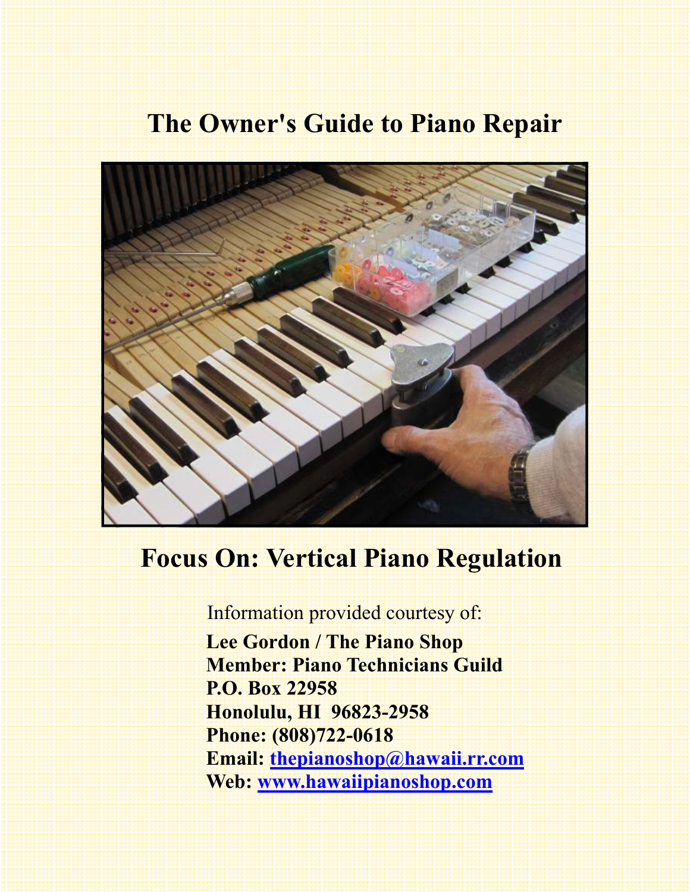# The Owner's Guide to Piano Repair

## Focus On: Vertical Piano Regulation

Information provided courtesy of:

**Lee Gordon / The Piano Shop**
**Member: Piano Technicians Guild**
**P.O. Box 22958**
**Honolulu, HI 96823-2958**
**Phone: (808)722-0618**
**Email: [thepianoshop@hawaii.rr.com](mailto:thepianoshop@hawaii.rr.com)**
**Web: [www.hawaiipianoshop.com](http://www.hawaiipianoshop.com)**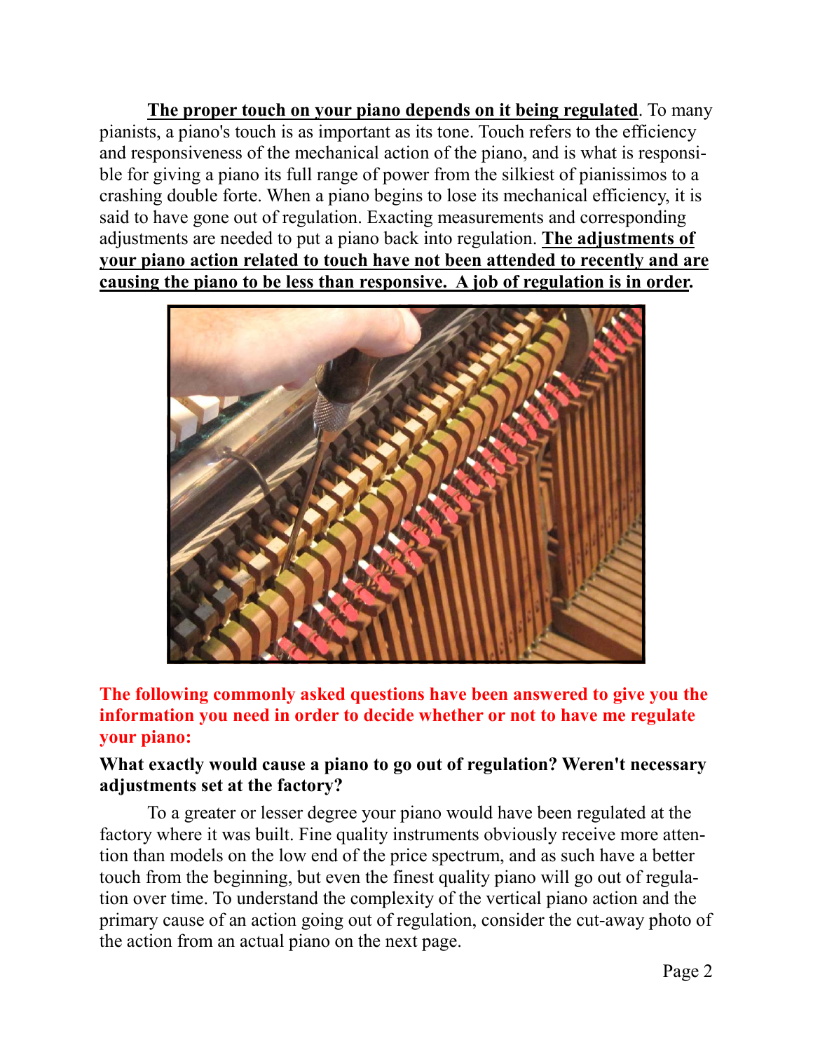**<u>The proper touch on your piano depends on it being regulated</u>**. To many pianists, a piano's touch is as important as its tone. Touch refers to the efficiency and responsiveness of the mechanical action of the piano, and is what is responsible for giving a piano its full range of power from the silkiest of pianissimos to a crashing double forte. When a piano begins to lose its mechanical efficiency, it is said to have gone out of regulation. Exacting measurements and corresponding adjustments are needed to put a piano back into regulation. **<u>The adjustments of your piano action related to touch have not been attended to recently and are causing the piano to be less than responsive. A job of regulation is in order</u>.**

**The following commonly asked questions have been answered to give you the information you need in order to decide whether or not to have me regulate your piano:**

**What exactly would cause a piano to go out of regulation? Weren't necessary adjustments set at the factory?**

To a greater or lesser degree your piano would have been regulated at the factory where it was built. Fine quality instruments obviously receive more attention than models on the low end of the price spectrum, and as such have a better touch from the beginning, but even the finest quality piano will go out of regulation over time. To understand the complexity of the vertical piano action and the primary cause of an action going out of regulation, consider the cut-away photo of the action from an actual piano on the next page.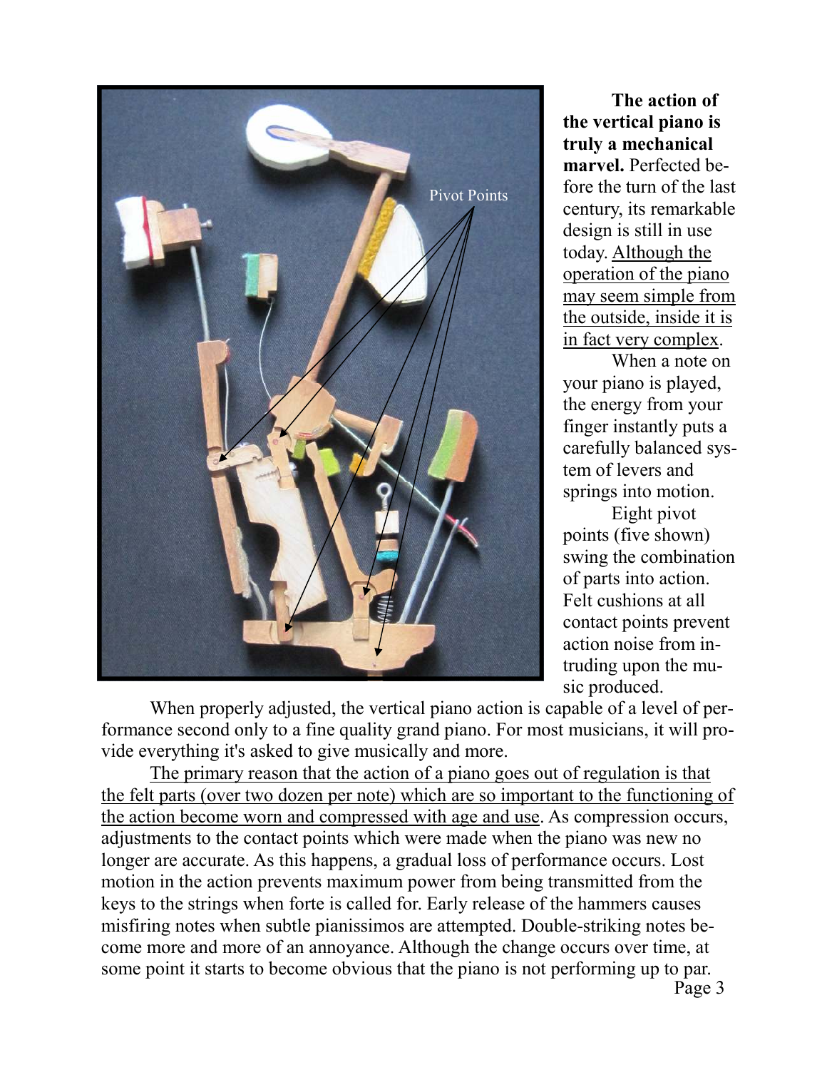**The action of the vertical piano is truly a mechanical marvel.** Perfected before the turn of the last century, its remarkable design is still in use today. Although the operation of the piano may seem simple from the outside, inside it is in fact very complex.

When a note on your piano is played, the energy from your finger instantly puts a carefully balanced system of levers and springs into motion.

Eight pivot points (five shown) swing the combination of parts into action. Felt cushions at all contact points prevent action noise from intruding upon the music produced.

When properly adjusted, the vertical piano action is capable of a level of performance second only to a fine quality grand piano. For most musicians, it will provide everything it's asked to give musically and more.

The primary reason that the action of a piano goes out of regulation is that the felt parts (over two dozen per note) which are so important to the functioning of the action become worn and compressed with age and use. As compression occurs, adjustments to the contact points which were made when the piano was new no longer are accurate. As this happens, a gradual loss of performance occurs. Lost motion in the action prevents maximum power from being transmitted from the keys to the strings when forte is called for. Early release of the hammers causes misfiring notes when subtle pianissimos are attempted. Double-striking notes become more and more of an annoyance. Although the change occurs over time, at some point it starts to become obvious that the piano is not performing up to par.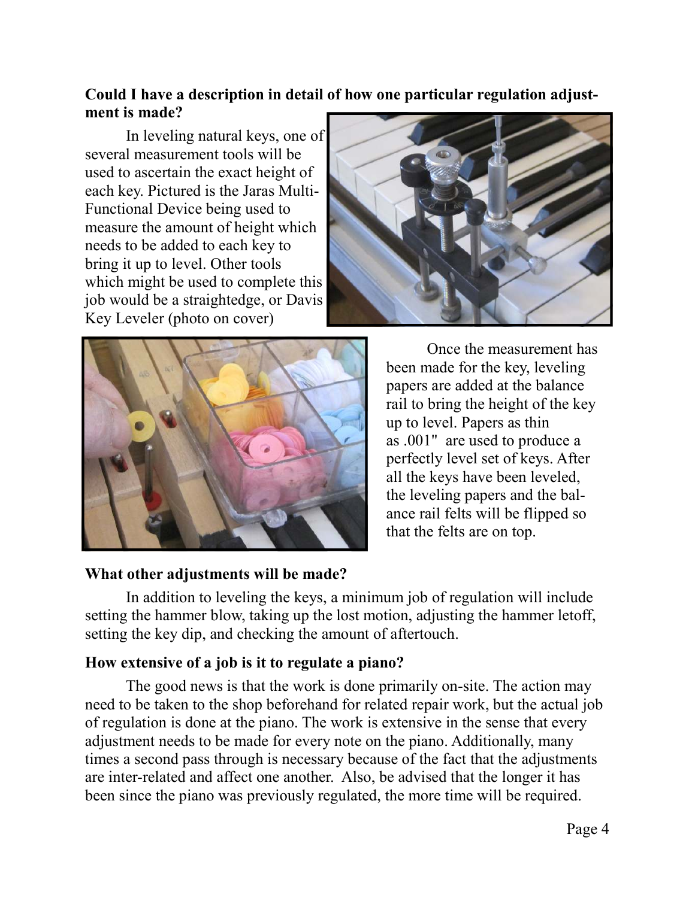**Could I have a description in detail of how one particular regulation adjustment is made?**

In leveling natural keys, one of several measurement tools will be used to ascertain the exact height of each key. Pictured is the Jaras Multi-Functional Device being used to measure the amount of height which needs to be added to each key to bring it up to level. Other tools which might be used to complete this job would be a straightedge, or Davis Key Leveler (photo on cover)

Once the measurement has been made for the key, leveling papers are added at the balance rail to bring the height of the key up to level. Papers as thin as .001" are used to produce a perfectly level set of keys. After all the keys have been leveled, the leveling papers and the balance rail felts will be flipped so that the felts are on top.

**What other adjustments will be made?**

In addition to leveling the keys, a minimum job of regulation will include setting the hammer blow, taking up the lost motion, adjusting the hammer letoff, setting the key dip, and checking the amount of aftertouch.

**How extensive of a job is it to regulate a piano?**

The good news is that the work is done primarily on-site. The action may need to be taken to the shop beforehand for related repair work, but the actual job of regulation is done at the piano. The work is extensive in the sense that every adjustment needs to be made for every note on the piano. Additionally, many times a second pass through is necessary because of the fact that the adjustments are inter-related and affect one another. Also, be advised that the longer it has been since the piano was previously regulated, the more time will be required.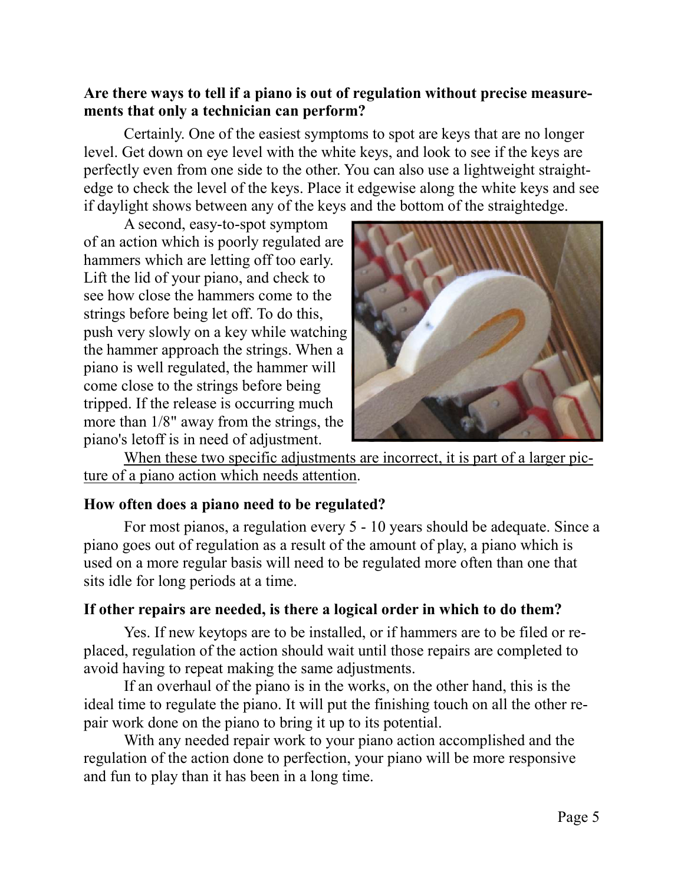**Are there ways to tell if a piano is out of regulation without precise measurements that only a technician can perform?**

Certainly. One of the easiest symptoms to spot are keys that are no longer level. Get down on eye level with the white keys, and look to see if the keys are perfectly even from one side to the other. You can also use a lightweight straightedge to check the level of the keys. Place it edgewise along the white keys and see if daylight shows between any of the keys and the bottom of the straightedge.

A second, easy-to-spot symptom of an action which is poorly regulated are hammers which are letting off too early. Lift the lid of your piano, and check to see how close the hammers come to the strings before being let off. To do this, push very slowly on a key while watching the hammer approach the strings. When a piano is well regulated, the hammer will come close to the strings before being tripped. If the release is occurring much more than 1/8" away from the strings, the piano's letoff is in need of adjustment.

<u>When these two specific adjustments are incorrect, it is part of a larger picture of a piano action which needs attention</u>.

**How often does a piano need to be regulated?**

For most pianos, a regulation every 5 - 10 years should be adequate. Since a piano goes out of regulation as a result of the amount of play, a piano which is used on a more regular basis will need to be regulated more often than one that sits idle for long periods at a time.

**If other repairs are needed, is there a logical order in which to do them?**

Yes. If new keytops are to be installed, or if hammers are to be filed or replaced, regulation of the action should wait until those repairs are completed to avoid having to repeat making the same adjustments.

If an overhaul of the piano is in the works, on the other hand, this is the ideal time to regulate the piano. It will put the finishing touch on all the other repair work done on the piano to bring it up to its potential.

With any needed repair work to your piano action accomplished and the regulation of the action done to perfection, your piano will be more responsive and fun to play than it has been in a long time.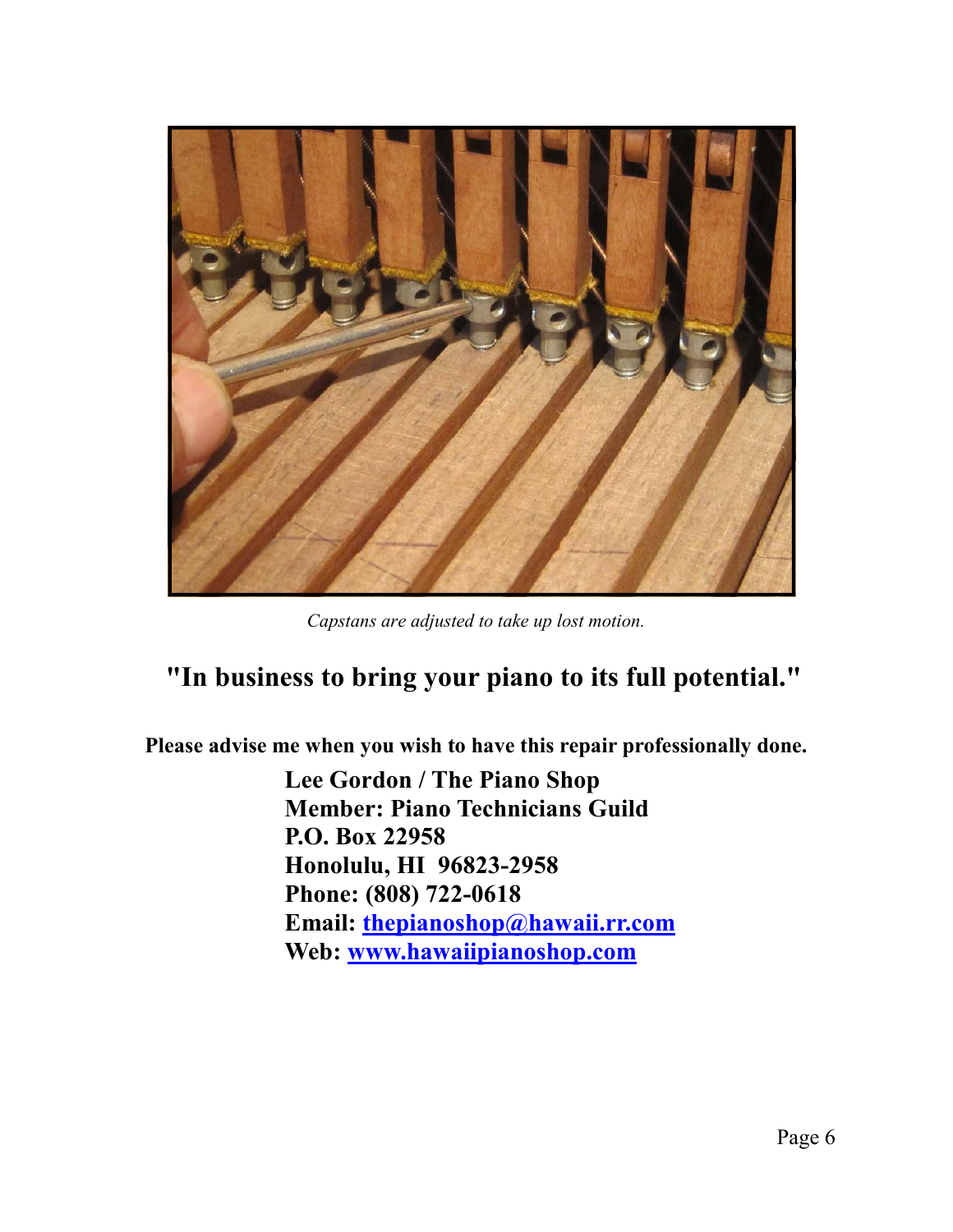*Capstans are adjusted to take up lost motion.*

## "In business to bring your piano to its full potential."

**Please advise me when you wish to have this repair professionally done.**

**Lee Gordon / The Piano Shop**
**Member: Piano Technicians Guild**
**P.O. Box 22958**
**Honolulu, HI 96823-2958**
**Phone: (808) 722-0618**
**Email: [thepianoshop@hawaii.rr.com](mailto:thepianoshop@hawaii.rr.com)**
**Web: [www.hawaiipianoshop.com](http://www.hawaiipianoshop.com)**